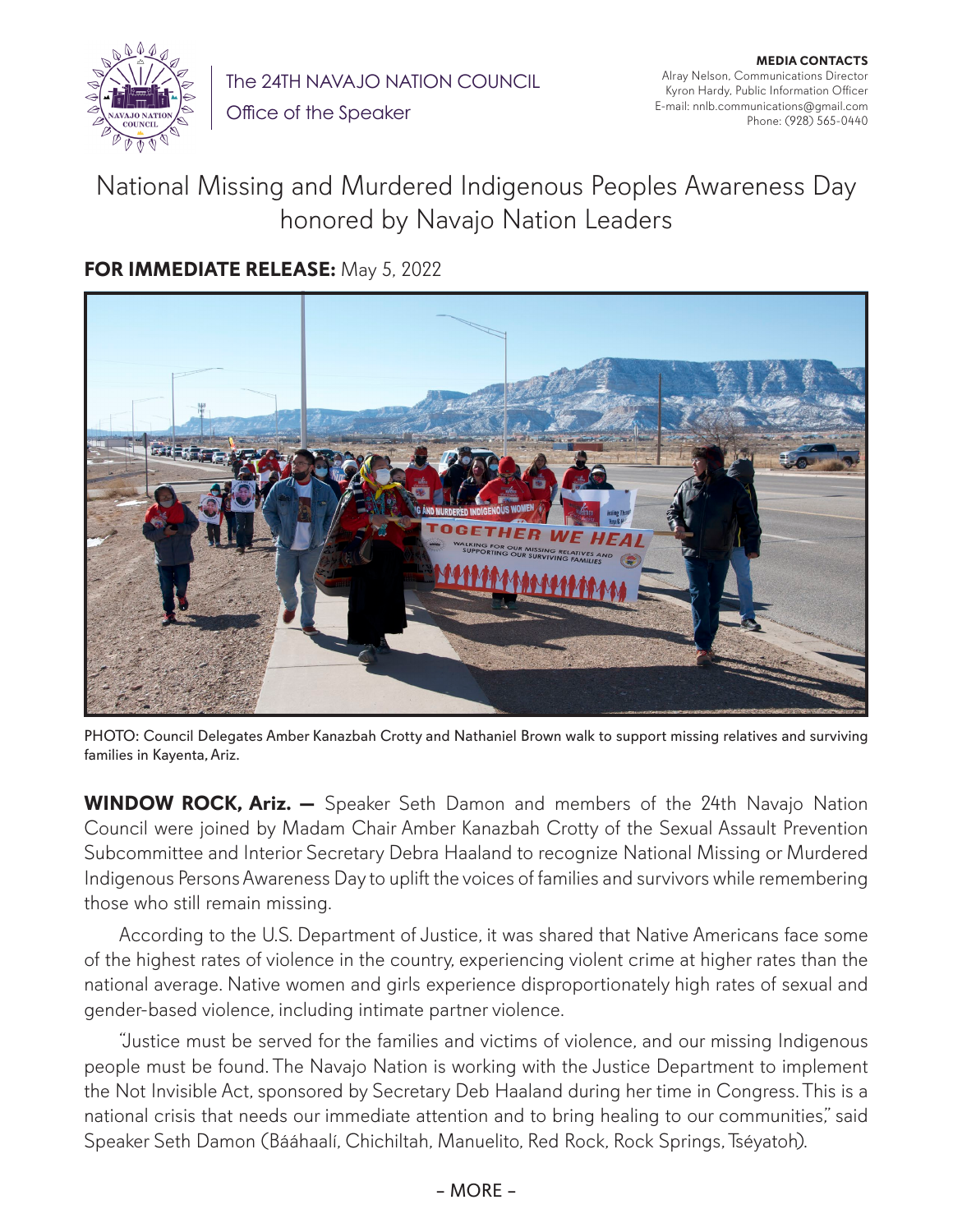The 24TH NAVAJO NATION COUNCIL

Office of the Speaker

**MEDIA CONTACTS**
Alray Nelson, Communications Director
Kyron Hardy, Public Information Officer
E-mail: nnlb.communications@gmail.com
Phone: (928) 565-0440

# National Missing and Murdered Indigenous Peoples Awareness Day honored by Navajo Nation Leaders

**FOR IMMEDIATE RELEASE:** May 5, 2022

PHOTO: Council Delegates Amber Kanazbah Crotty and Nathaniel Brown walk to support missing relatives and surviving families in Kayenta, Ariz.

**WINDOW ROCK, Ariz. —** Speaker Seth Damon and members of the 24th Navajo Nation Council were joined by Madam Chair Amber Kanazbah Crotty of the Sexual Assault Prevention Subcommittee and Interior Secretary Debra Haaland to recognize National Missing or Murdered Indigenous Persons Awareness Day to uplift the voices of families and survivors while remembering those who still remain missing.

According to the U.S. Department of Justice, it was shared that Native Americans face some of the highest rates of violence in the country, experiencing violent crime at higher rates than the national average. Native women and girls experience disproportionately high rates of sexual and gender-based violence, including intimate partner violence.

"Justice must be served for the families and victims of violence, and our missing Indigenous people must be found. The Navajo Nation is working with the Justice Department to implement the Not Invisible Act, sponsored by Secretary Deb Haaland during her time in Congress. This is a national crisis that needs our immediate attention and to bring healing to our communities," said Speaker Seth Damon (Bááhaalí, Chichiltah, Manuelito, Red Rock, Rock Springs, Tséyatoh).

– MORE –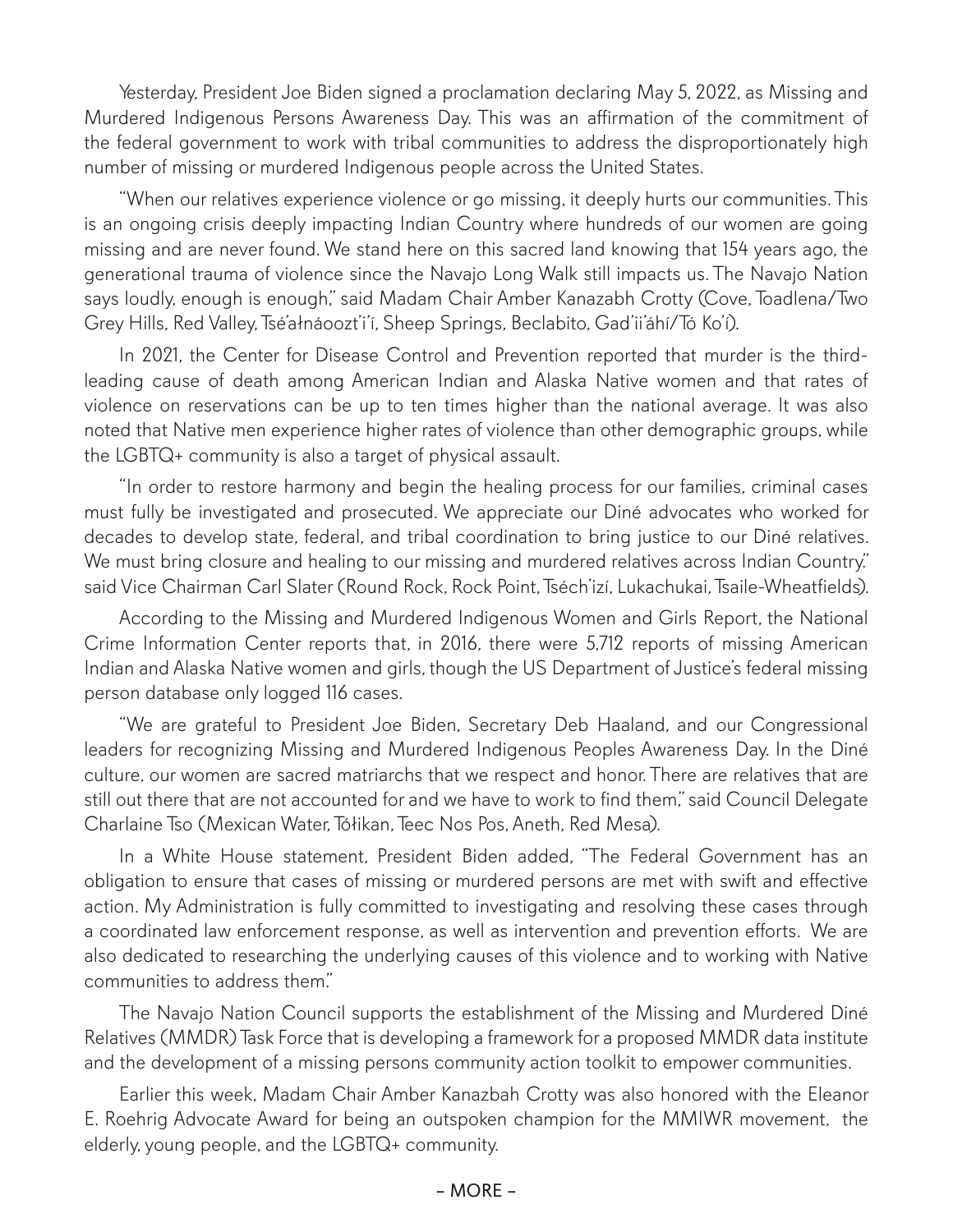Yesterday, President Joe Biden signed a proclamation declaring May 5, 2022, as Missing and Murdered Indigenous Persons Awareness Day. This was an affirmation of the commitment of the federal government to work with tribal communities to address the disproportionately high number of missing or murdered Indigenous people across the United States.

"When our relatives experience violence or go missing, it deeply hurts our communities. This is an ongoing crisis deeply impacting Indian Country where hundreds of our women are going missing and are never found. We stand here on this sacred land knowing that 154 years ago, the generational trauma of violence since the Navajo Long Walk still impacts us. The Navajo Nation says loudly, enough is enough," said Madam Chair Amber Kanazabh Crotty (Cove, Toadlena/Two Grey Hills, Red Valley, Tsé'ałnáoozt'i'í, Sheep Springs, Beclabito, Gad'ii'áhí/Tó Ko'í).

In 2021, the Center for Disease Control and Prevention reported that murder is the third-leading cause of death among American Indian and Alaska Native women and that rates of violence on reservations can be up to ten times higher than the national average. It was also noted that Native men experience higher rates of violence than other demographic groups, while the LGBTQ+ community is also a target of physical assault.

"In order to restore harmony and begin the healing process for our families, criminal cases must fully be investigated and prosecuted. We appreciate our Diné advocates who worked for decades to develop state, federal, and tribal coordination to bring justice to our Diné relatives. We must bring closure and healing to our missing and murdered relatives across Indian Country." said Vice Chairman Carl Slater (Round Rock, Rock Point, Tséch'izí, Lukachukai, Tsaile-Wheatfields).

According to the Missing and Murdered Indigenous Women and Girls Report, the National Crime Information Center reports that, in 2016, there were 5,712 reports of missing American Indian and Alaska Native women and girls, though the US Department of Justice's federal missing person database only logged 116 cases.

"We are grateful to President Joe Biden, Secretary Deb Haaland, and our Congressional leaders for recognizing Missing and Murdered Indigenous Peoples Awareness Day. In the Diné culture, our women are sacred matriarchs that we respect and honor. There are relatives that are still out there that are not accounted for and we have to work to find them," said Council Delegate Charlaine Tso (Mexican Water, Tółikan, Teec Nos Pos, Aneth, Red Mesa).

In a White House statement, President Biden added, "The Federal Government has an obligation to ensure that cases of missing or murdered persons are met with swift and effective action. My Administration is fully committed to investigating and resolving these cases through a coordinated law enforcement response, as well as intervention and prevention efforts. We are also dedicated to researching the underlying causes of this violence and to working with Native communities to address them."

The Navajo Nation Council supports the establishment of the Missing and Murdered Diné Relatives (MMDR) Task Force that is developing a framework for a proposed MMDR data institute and the development of a missing persons community action toolkit to empower communities.

Earlier this week, Madam Chair Amber Kanazbah Crotty was also honored with the Eleanor E. Roehrig Advocate Award for being an outspoken champion for the MMIWR movement, the elderly, young people, and the LGBTQ+ community.

– MORE –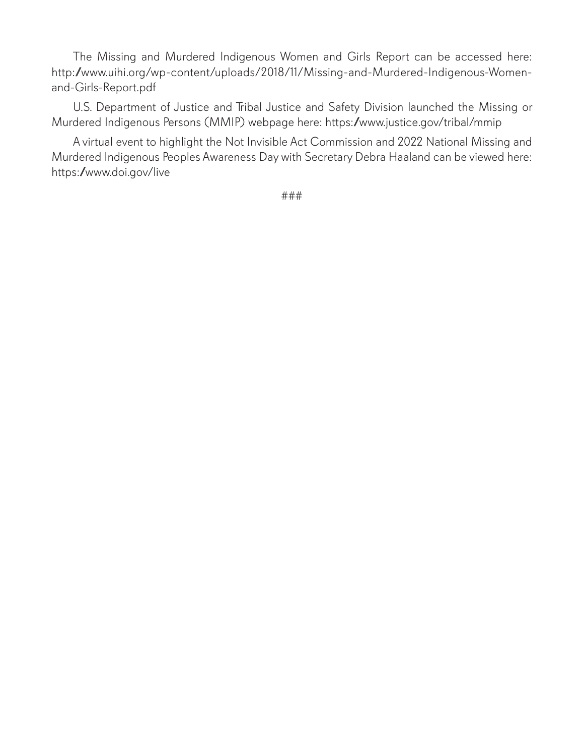The Missing and Murdered Indigenous Women and Girls Report can be accessed here: http://www.uihi.org/wp-content/uploads/2018/11/Missing-and-Murdered-Indigenous-Women-and-Girls-Report.pdf

U.S. Department of Justice and Tribal Justice and Safety Division launched the Missing or Murdered Indigenous Persons (MMIP) webpage here: https://www.justice.gov/tribal/mmip

A virtual event to highlight the Not Invisible Act Commission and 2022 National Missing and Murdered Indigenous Peoples Awareness Day with Secretary Debra Haaland can be viewed here: https://www.doi.gov/live

###